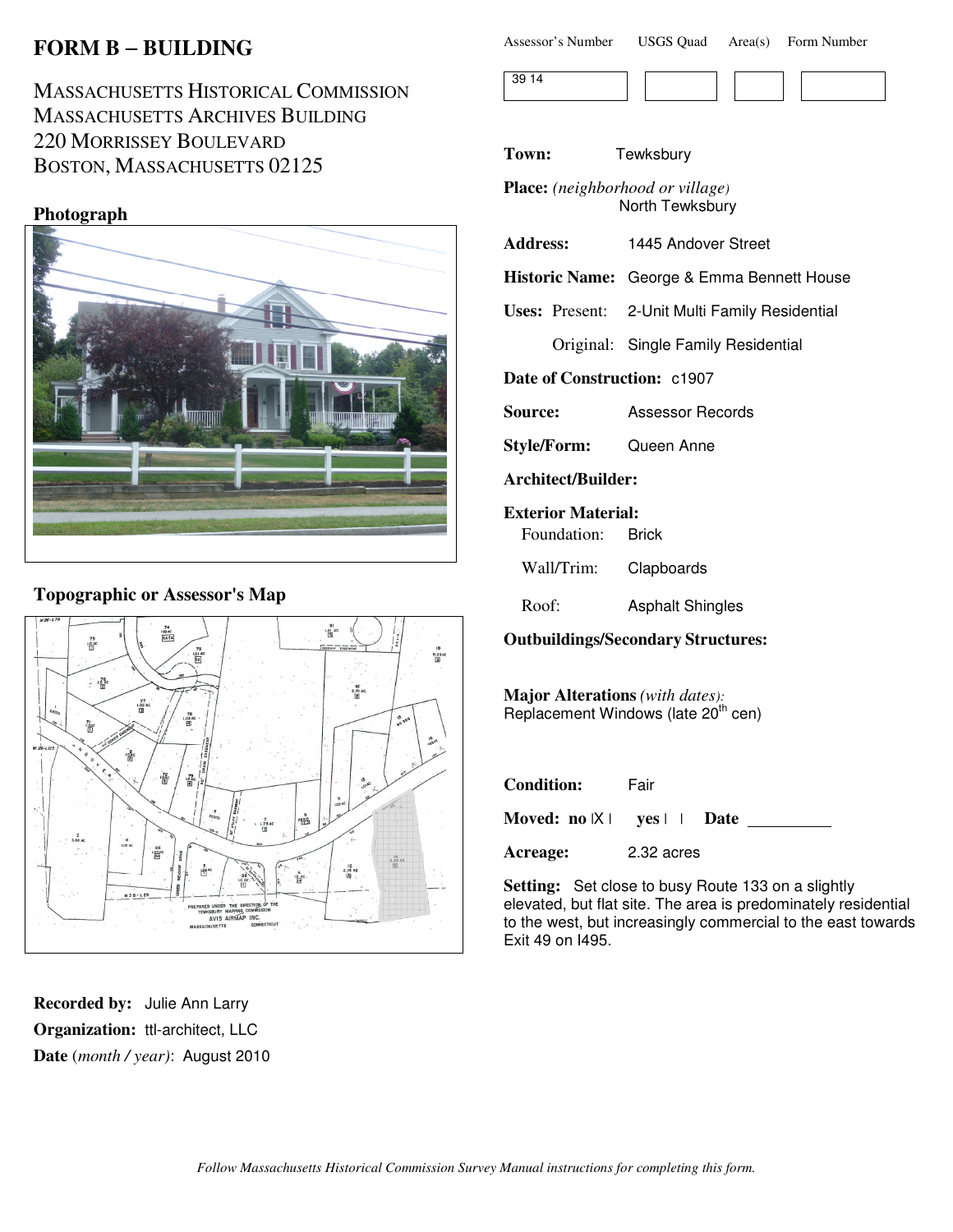# FORM B – BUILDING

MASSACHUSETTS HISTORICAL COMMISSION
MASSACHUSETTS ARCHIVES BUILDING
220 MORRISSEY BOULEVARD
BOSTON, MASSACHUSETTS 02125

| Assessor's Number | USGS Quad | Area(s) | Form Number |
| --- | --- | --- | --- |
| 39 14 | | | |

**Photograph**

**Topographic or Assessor's Map**

**Town:** Tewksbury

**Place:** *(neighborhood or village)* North Tewksbury

**Address:** 1445 Andover Street

**Historic Name:** George & Emma Bennett House

**Uses:** Present: 2-Unit Multi Family Residential

Original: Single Family Residential

**Date of Construction:** c1907

**Source:** Assessor Records

**Style/Form:** Queen Anne

**Architect/Builder:**

**Exterior Material:**

Foundation: Brick

Wall/Trim: Clapboards

Roof: Asphalt Shingles

**Outbuildings/Secondary Structures:**

**Major Alterations** *(with dates):*
Replacement Windows (late 20th cen)

**Condition:** Fair

**Moved:** **no** |X| **yes** | | **Date** ________

**Acreage:** 2.32 acres

**Setting:** Set close to busy Route 133 on a slightly elevated, but flat site. The area is predominately residential to the west, but increasingly commercial to the east towards Exit 49 on I495.

**Recorded by:** Julie Ann Larry

**Organization:** ttl-architect, LLC

**Date** (*month / year*): August 2010

*Follow Massachusetts Historical Commission Survey Manual instructions for completing this form.*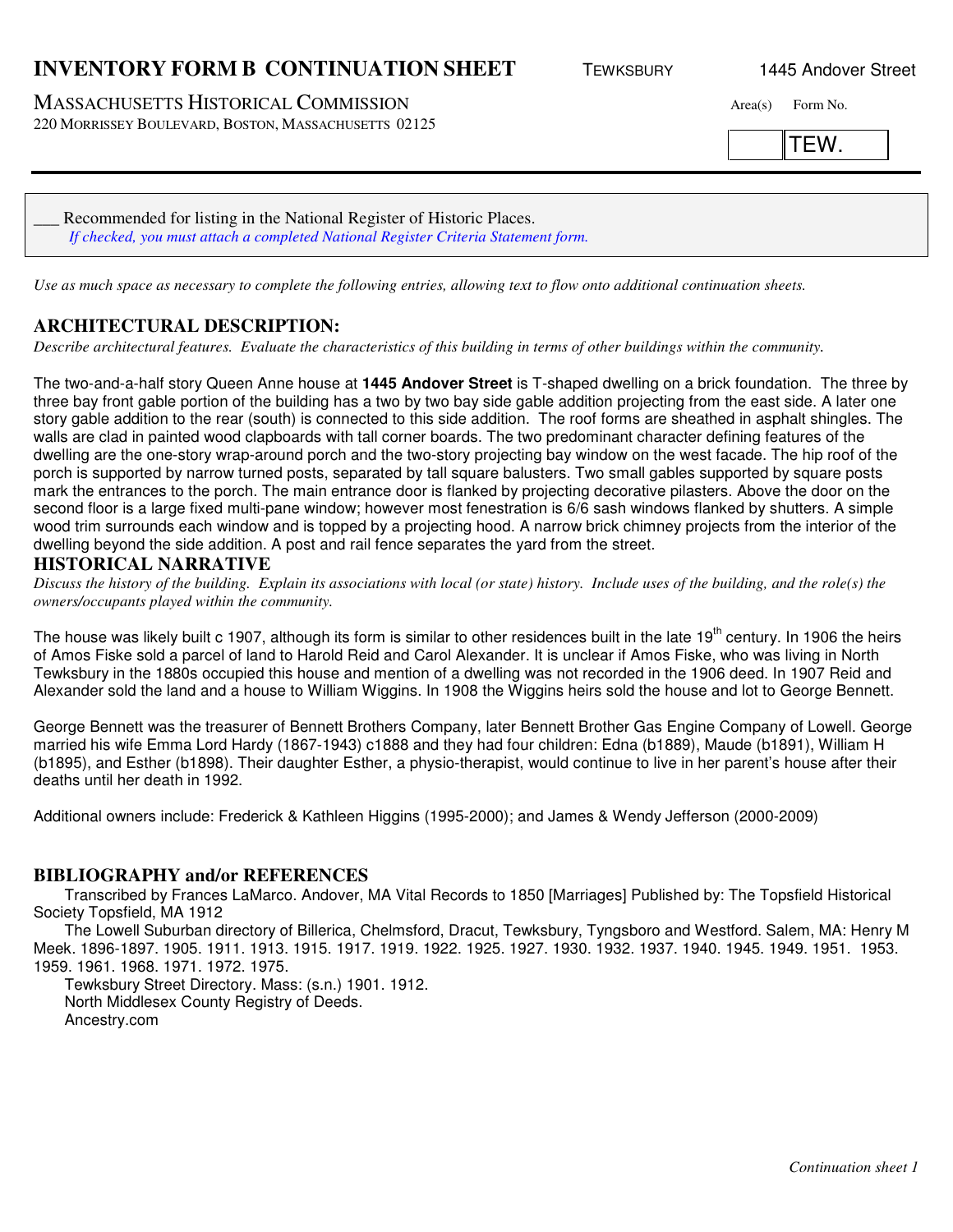# INVENTORY FORM B CONTINUATION SHEET

TEWKSBURY 1445 Andover Street

MASSACHUSETTS HISTORICAL COMMISSION
220 MORRISSEY BOULEVARD, BOSTON, MASSACHUSETTS 02125

| Area(s) | Form No. |
|---|---|
| | TEW. |

___ Recommended for listing in the National Register of Historic Places.
*If checked, you must attach a completed National Register Criteria Statement form.*

*Use as much space as necessary to complete the following entries, allowing text to flow onto additional continuation sheets.*

## ARCHITECTURAL DESCRIPTION:

*Describe architectural features. Evaluate the characteristics of this building in terms of other buildings within the community.*

The two-and-a-half story Queen Anne house at **1445 Andover Street** is T-shaped dwelling on a brick foundation. The three by three bay front gable portion of the building has a two by two bay side gable addition projecting from the east side. A later one story gable addition to the rear (south) is connected to this side addition. The roof forms are sheathed in asphalt shingles. The walls are clad in painted wood clapboards with tall corner boards. The two predominant character defining features of the dwelling are the one-story wrap-around porch and the two-story projecting bay window on the west facade. The hip roof of the porch is supported by narrow turned posts, separated by tall square balusters. Two small gables supported by square posts mark the entrances to the porch. The main entrance door is flanked by projecting decorative pilasters. Above the door on the second floor is a large fixed multi-pane window; however most fenestration is 6/6 sash windows flanked by shutters. A simple wood trim surrounds each window and is topped by a projecting hood. A narrow brick chimney projects from the interior of the dwelling beyond the side addition. A post and rail fence separates the yard from the street.

## HISTORICAL NARRATIVE

*Discuss the history of the building. Explain its associations with local (or state) history. Include uses of the building, and the role(s) the owners/occupants played within the community.*

The house was likely built c 1907, although its form is similar to other residences built in the late 19th century. In 1906 the heirs of Amos Fiske sold a parcel of land to Harold Reid and Carol Alexander. It is unclear if Amos Fiske, who was living in North Tewksbury in the 1880s occupied this house and mention of a dwelling was not recorded in the 1906 deed. In 1907 Reid and Alexander sold the land and a house to William Wiggins. In 1908 the Wiggins heirs sold the house and lot to George Bennett.

George Bennett was the treasurer of Bennett Brothers Company, later Bennett Brother Gas Engine Company of Lowell. George married his wife Emma Lord Hardy (1867-1943) c1888 and they had four children: Edna (b1889), Maude (b1891), William H (b1895), and Esther (b1898). Their daughter Esther, a physio-therapist, would continue to live in her parent's house after their deaths until her death in 1992.

Additional owners include: Frederick & Kathleen Higgins (1995-2000); and James & Wendy Jefferson (2000-2009)

## BIBLIOGRAPHY and/or REFERENCES

Transcribed by Frances LaMarco. Andover, MA Vital Records to 1850 [Marriages] Published by: The Topsfield Historical Society Topsfield, MA 1912

The Lowell Suburban directory of Billerica, Chelmsford, Dracut, Tewksbury, Tyngsboro and Westford. Salem, MA: Henry M Meek. 1896-1897. 1905. 1911. 1913. 1915. 1917. 1919. 1922. 1925. 1927. 1930. 1932. 1937. 1940. 1945. 1949. 1951. 1953. 1959. 1961. 1968. 1971. 1972. 1975.

Tewksbury Street Directory. Mass: (s.n.) 1901. 1912.

North Middlesex County Registry of Deeds.

Ancestry.com

*Continuation sheet 1*